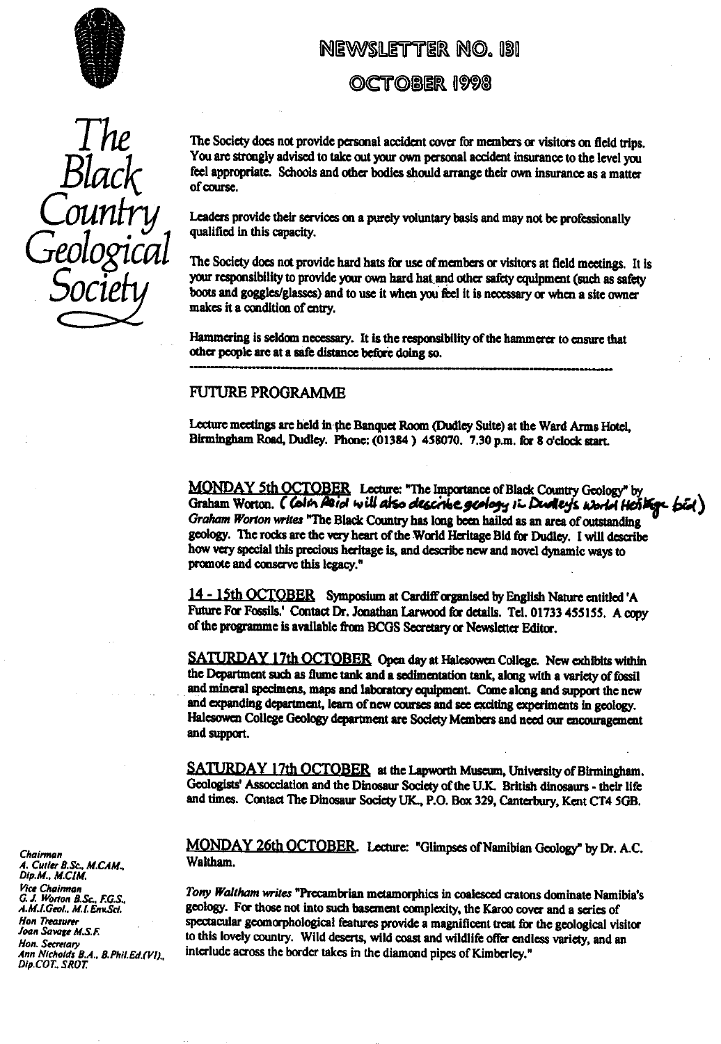# NEWSLETTER NO. 131

## OCTOBER 1998

The Black Country Geological Society

The Society does not provide personal accident cover for members or visitors on field trips. You are strongly advised to take out your own personal accident insurance to the level you feel appropriate. Schools and other bodies should arrange their own insurance as a matter of course.

Leaders provide their services on a purely voluntary basis and may not be professionally qualified in this capacity.

The Society does not provide hard hats for use of members or visitors at field meetings. It is your responsibility to provide your own hard hat and other safety equipment (such as safety boots and goggles/glasses) and to use it when you feel it is necessary or when a site owner makes it a condition of entry.

Hammering is seldom necessary. It is the responsibility of the hammerer to ensure that other people are at a safe distance before doing so.

---

## FUTURE PROGRAMME

Lecture meetings are held in the Banquet Room (Dudley Suite) at the Ward Arms Hotel, Birmingham Road, Dudley. Phone: (01384) 458070. 7.30 p.m. for 8 o'clock start.

MONDAY 5th OCTOBER Lecture: "The Importance of Black Country Geology" by Graham Worton. (Colin Reid will also describe geology in Dudley's World Heritage bid) *Graham Worton writes* "The Black Country has long been hailed as an area of outstanding geology. The rocks are the very heart of the World Heritage Bid for Dudley. I will describe how very special this precious heritage is, and describe new and novel dynamic ways to promote and conserve this legacy."

14 - 15th OCTOBER Symposium at Cardiff organised by English Nature entitled 'A Future For Fossils.' Contact Dr. Jonathan Larwood for details. Tel. 01733 455155. A copy of the programme is available from BCGS Secretary or Newsletter Editor.

SATURDAY 17th OCTOBER Open day at Halesowen College. New exhibits within the Department such as flume tank and a sedimentation tank, along with a variety of fossil and mineral specimens, maps and laboratory equipment. Come along and support the new and expanding department, learn of new courses and see exciting experiments in geology. Halesowen College Geology department are Society Members and need our encouragement and support.

SATURDAY 17th OCTOBER at the Lapworth Museum, University of Birmingham. Geologists' Assocciation and the Dinosaur Society of the U.K. British dinosaurs - their life and times. Contact The Dinosaur Society UK., P.O. Box 329, Canterbury, Kent CT4 5GB.

MONDAY 26th OCTOBER. Lecture: "Glimpses of Namibian Geology" by Dr. A.C. Waltham.

*Tony Waltham writes* "Precambrian metamorphics in coalesced cratons dominate Namibia's geology. For those not into such basement complexity, the Karoo cover and a series of spectacular geomorphological features provide a magnificent treat for the geological visitor to this lovely country. Wild deserts, wild coast and wildlife offer endless variety, and an interlude across the border takes in the diamond pipes of Kimberley."

*Chairman*
*A. Cutler B.Sc., M.CAM., Dip.M., M.CIM.*
*Vice Chairman*
*G. J. Worton B.Sc., F.G.S., A.M.I.Geol., M.I.Env.Sci.*
*Hon Treasurer*
*Joan Savage M.S.F.*
*Hon. Secretary*
*Ann Nicholds B.A., B.Phil.Ed.(VI), Dip.COT., SROT.*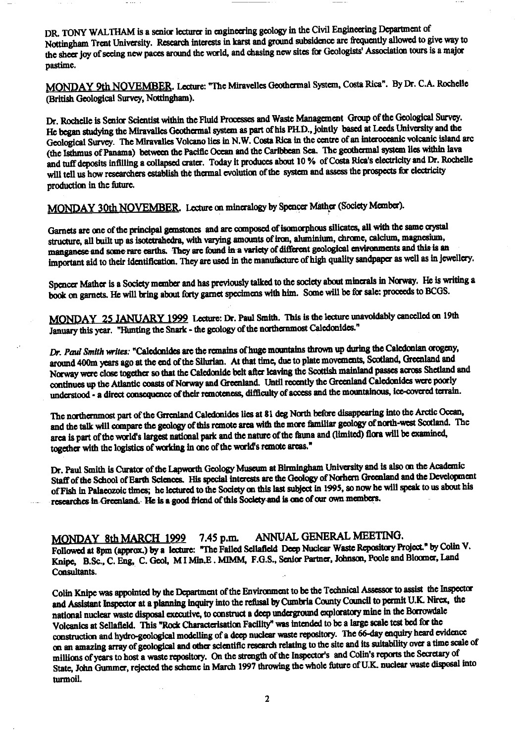DR. TONY WALTHAM is a senior lecturer in engineering geology in the Civil Engineering Department of Nottingham Trent University. Research interests in karst and ground subsidence are frequently allowed to give way to the sheer joy of seeing new paces around the world, and chasing new sites for Geologists' Association tours is a major pastime.

<u>MONDAY 9th NOVEMBER</u>. Lecture: "The Miravelles Geothermal System, Costa Rica". By Dr. C.A. Rochelle (British Geological Survey, Nottingham).

Dr. Rochelle is Senior Scientist within the Fluid Processes and Waste Management Group of the Geological Survey. He began studying the Miravalles Geothermal system as part of his PH.D., jointly based at Leeds University and the Geological Survey. The Miravalles Volcano lies in N.W. Costa Rica in the centre of an interoceanic volcanic island arc (the Isthmus of Panama) between the Pacific Ocean and the Caribbean Sea. The geothermal system lies within lava and tuff deposits infilling a collapsed crater. Today it produces about 10 % of Costa Rica's electricity and Dr. Rochelle will tell us how researchers establish the thermal evolution of the system and assess the prospects for electricity production in the future.

<u>MONDAY 30th NOVEMBER</u>. Lecture on mineralogy by Spencer Mather (Society Member).

Garnets are one of the principal gemstones and are composed of isomorphous silicates, all with the same crystal structure, all built up as isotetrahedra, with varying amounts of iron, aluminium, chrome, calcium, magnesium, manganese and some rare earths. They are found in a variety of different geological environments and this is an important aid to their identification. They are used in the manufacture of high quality sandpaper as well as in jewellery.

Spencer Mather is a Society member and has previously talked to the society about minerals in Norway. He is writing a book on garnets. He will bring about forty garnet specimens with him. Some will be for sale: proceeds to BCGS.

<u>MONDAY 25 JANUARY 1999</u> Lecture: Dr. Paul Smith. This is the lecture unavoidably cancelled on 19th January this year. "Hunting the Snark - the geology of the northernmost Caledonides."

*Dr. Paul Smith writes:* "Caledonides are the remains of huge mountains thrown up during the Caledonian orogeny, around 400m years ago at the end of the Silurian. At that time, due to plate movements, Scotland, Greenland and Norway were close together so that the Caledonide belt after leaving the Scottish mainland passes across Shetland and continues up the Atlantic coasts of Norway and Greenland. Until recently the Greenland Caledonides were poorly understood - a direct consequence of their remoteness, difficulty of access and the mountainous, ice-covered terrain.

The northernmost part of the Grrenland Caledonides lies at 81 deg North before disappearing into the Arctic Ocean, and the talk will compare the geology of this remote area with the more familiar geology of north-west Scotland. The area is part of the world's largest national park and the nature of the fauna and (limited) flora will be examined, together with the logistics of working in one of the world's remote areas."

Dr. Paul Smith is Curator of the Lapworth Geology Museum at Birmingham University and is also on the Academic Staff of the School of Earth Sciences. His special interests are the Geology of Norhern Greenland and the Development of Fish in Palaeozoic times; he lectured to the Society on this last subject in 1995, so now he will speak to us about his researches in Greenland. He is a good friend of this Society and is one of our own members.

<u>MONDAY 8th MARCH 1999</u> 7.45 p.m. ANNUAL GENERAL MEETING.
Followed at 8pm (approx.) by a lecture: "The Failed Sellafield Deep Nuclear Waste Repository Project." by Colin V. Knipe, B.Sc., C. Eng, C. Geol, M I Min.E . MIMM, F.G.S., Senior Partner, Johnson, Poole and Bloomer, Land Consultants.

Colin Knipe was appointed by the Department of the Environment to be the Technical Assessor to assist the Inspector and Assistant Inspector at a planning inquiry into the refusal by Cumbria County Council to permit U.K. Nirex, the national nuclear waste disposal executive, to construct a deep underground exploratory mine in the Borrowdale Volcanics at Sellafield. This "Rock Characterisation Facility" was intended to be a large scale test bed for the construction and hydro-geological modelling of a deep nuclear waste repository. The 66-day enquiry heard evidence on an amazing array of geological and other scientific research relating to the site and its suitability over a time scale of millions of years to host a waste repository. On the strength of the Inspector's and Colin's reports the Secretary of State, John Gummer, rejected the scheme in March 1997 throwing the whole future of U.K. nuclear waste disposal into turmoil.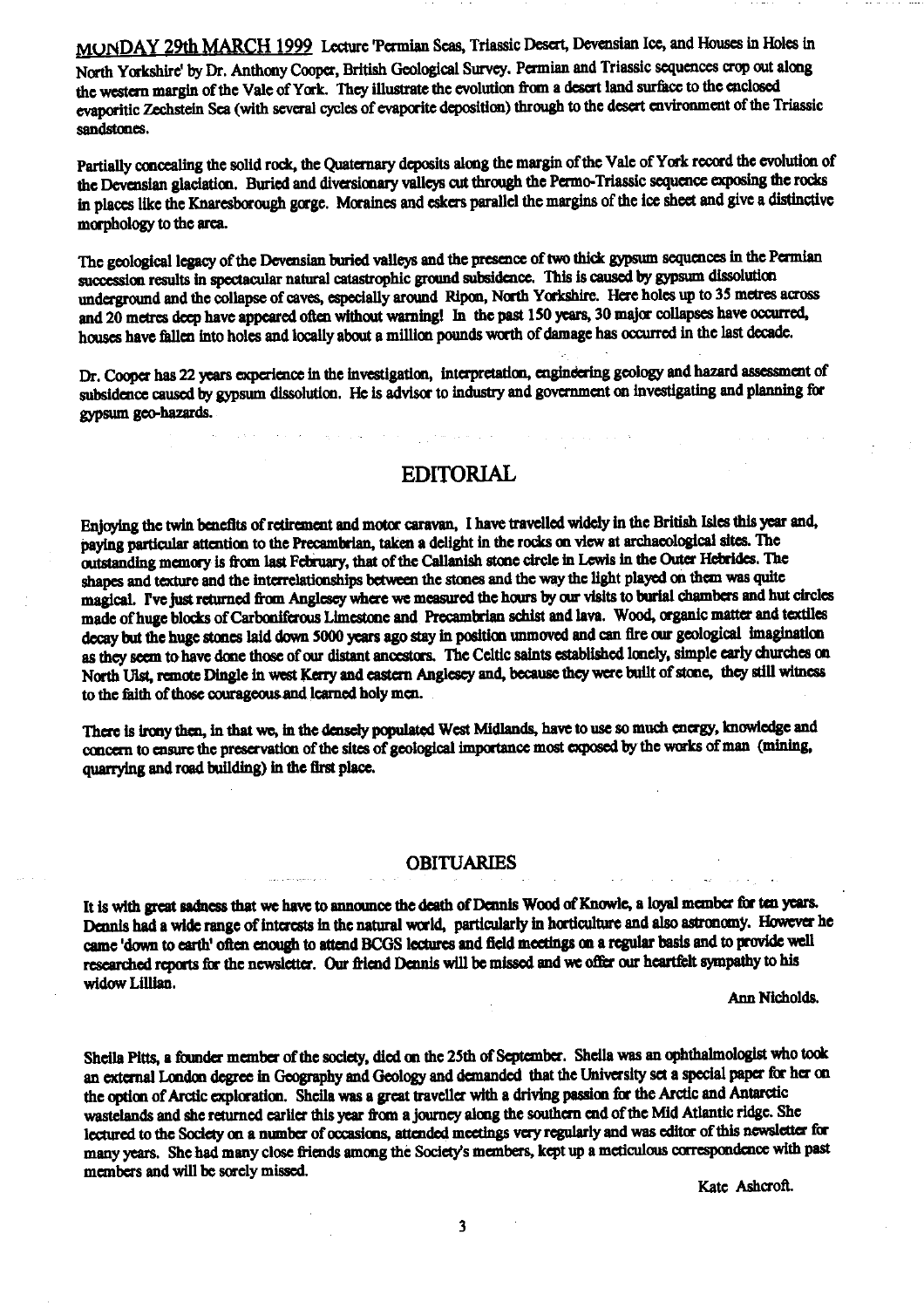MONDAY 29th MARCH 1999 Lecture 'Permian Seas, Triassic Desert, Devensian Ice, and Houses in Holes in North Yorkshire' by Dr. Anthony Cooper, British Geological Survey. Permian and Triassic sequences crop out along the western margin of the Vale of York. They illustrate the evolution from a desert land surface to the enclosed evaporitic Zechstein Sea (with several cycles of evaporite deposition) through to the desert environment of the Triassic sandstones.

Partially concealing the solid rock, the Quaternary deposits along the margin of the Vale of York record the evolution of the Devensian glaciation. Buried and diversionary valleys cut through the Permo-Triassic sequence exposing the rocks in places like the Knaresborough gorge. Moraines and eskers parallel the margins of the ice sheet and give a distinctive morphology to the area.

The geological legacy of the Devensian buried valleys and the presence of two thick gypsum sequences in the Permian succession results in spectacular natural catastrophic ground subsidence. This is caused by gypsum dissolution underground and the collapse of caves, especially around Ripon, North Yorkshire. Here holes up to 35 metres across and 20 metres deep have appeared often without warning! In the past 150 years, 30 major collapses have occurred, houses have fallen into holes and locally about a million pounds worth of damage has occurred in the last decade.

Dr. Cooper has 22 years experience in the investigation, interpretation, engineering geology and hazard assessment of subsidence caused by gypsum dissolution. He is advisor to industry and government on investigating and planning for gypsum geo-hazards.

## EDITORIAL

Enjoying the twin benefits of retirement and motor caravan, I have travelled widely in the British Isles this year and, paying particular attention to the Precambrian, taken a delight in the rocks on view at archaeological sites. The outstanding memory is from last February, that of the Callanish stone circle in Lewis in the Outer Hebrides. The shapes and texture and the interrelationships between the stones and the way the light played on them was quite magical. I've just returned from Anglesey where we measured the hours by our visits to burial chambers and hut circles made of huge blocks of Carboniferous Limestone and Precambrian schist and lava. Wood, organic matter and textiles decay but the huge stones laid down 5000 years ago stay in position unmoved and can fire our geological imagination as they seem to have done those of our distant ancestors. The Celtic saints established lonely, simple early churches on North Uist, remote Dingle in west Kerry and eastern Anglesey and, because they were built of stone, they still witness to the faith of those courageous and learned holy men.

There is irony then, in that we, in the densely populated West Midlands, have to use so much energy, knowledge and concern to ensure the preservation of the sites of geological importance most exposed by the works of man (mining, quarrying and road building) in the first place.

## OBITUARIES

It is with great sadness that we have to announce the death of Dennis Wood of Knowle, a loyal member for ten years. Dennis had a wide range of interests in the natural world, particularly in horticulture and also astronomy. However he came 'down to earth' often enough to attend BCGS lectures and field meetings on a regular basis and to provide well researched reports for the newsletter. Our friend Dennis will be missed and we offer our heartfelt sympathy to his widow Lillian.

Ann Nicholds.

Sheila Pitts, a founder member of the society, died on the 25th of September. Sheila was an ophthalmologist who took an external London degree in Geography and Geology and demanded that the University set a special paper for her on the option of Arctic exploration. Sheila was a great traveller with a driving passion for the Arctic and Antarctic wastelands and she returned earlier this year from a journey along the southern end of the Mid Atlantic ridge. She lectured to the Society on a number of occasions, attended meetings very regularly and was editor of this newsletter for many years. She had many close friends among the Society's members, kept up a meticulous correspondence with past members and will be sorely missed.

Kate Ashcroft.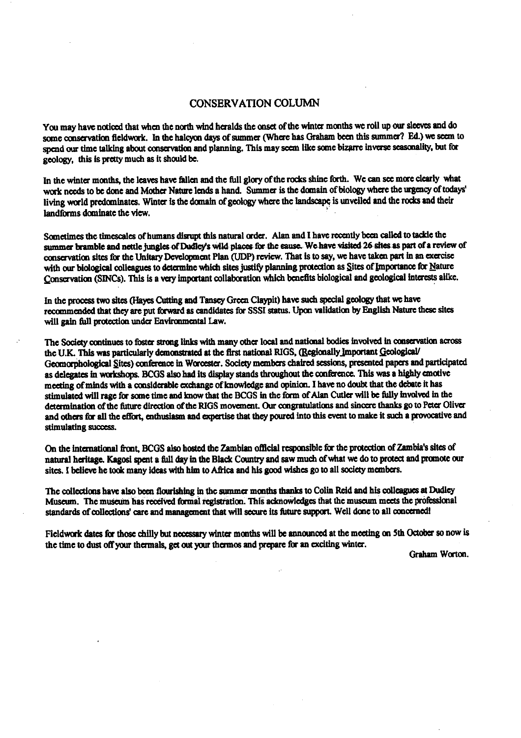# CONSERVATION COLUMN

You may have noticed that when the north wind heralds the onset of the winter months we roll up our sleeves and do some conservation fieldwork. In the halcyon days of summer (Where has Graham been this summer? Ed.) we seem to spend our time talking about conservation and planning. This may seem like some bizarre inverse seasonality, but for geology, this is pretty much as it should be.

In the winter months, the leaves have fallen and the full glory of the rocks shine forth. We can see more clearly what work needs to be done and Mother Nature lends a hand. Summer is the domain of biology where the urgency of todays' living world predominates. Winter is the domain of geology where the landscape is unveiled and the rocks and their landforms dominate the view.

Sometimes the timescales of humans disrupt this natural order. Alan and I have recently been called to tackle the summer bramble and nettle jungles of Dudley's wild places for the cause. We have visited 26 sites as part of a review of conservation sites for the Unitary Development Plan (UDP) review. That is to say, we have taken part in an exercise with our biological colleagues to determine which sites justify planning protection as Sites of Importance for Nature Conservation (SINCs). This is a very important collaboration which benefits biological and geological interests alike.

In the process two sites (Hayes Cutting and Tansey Green Claypit) have such special geology that we have recommended that they are put forward as candidates for SSSI status. Upon validation by English Nature these sites will gain full protection under Environmental Law.

The Society continues to foster strong links with many other local and national bodies involved in conservation across the U.K. This was particularly demonstrated at the first national RIGS, (Regionally Important Geological/ Geomorphological Sites) conference in Worcester. Society members chaired sessions, presented papers and participated as delegates in workshops. BCGS also had its display stands throughout the conference. This was a highly emotive meeting of minds with a considerable exchange of knowledge and opinion. I have no doubt that the debate it has stimulated will rage for some time and know that the BCGS in the form of Alan Cutler will be fully involved in the determination of the future direction of the RIGS movement. Our congratulations and sincere thanks go to Peter Oliver and others for all the effort, enthusiasm and expertise that they poured into this event to make it such a provocative and stimulating success.

On the international front, BCGS also hosted the Zambian official responsible for the protection of Zambia's sites of natural heritage. Kagosi spent a full day in the Black Country and saw much of what we do to protect and promote our sites. I believe he took many ideas with him to Africa and his good wishes go to all society members.

The collections have also been flourishing in the summer months thanks to Colin Reid and his colleagues at Dudley Museum. The museum has received formal registration. This acknowledges that the museum meets the professional standards of collections' care and management that will secure its future support. Well done to all concerned!

Fieldwork dates for those chilly but necessary winter months will be announced at the meeting on 5th October so now is the time to dust off your thermals, get out your thermos and prepare for an exciting winter.

Graham Worton.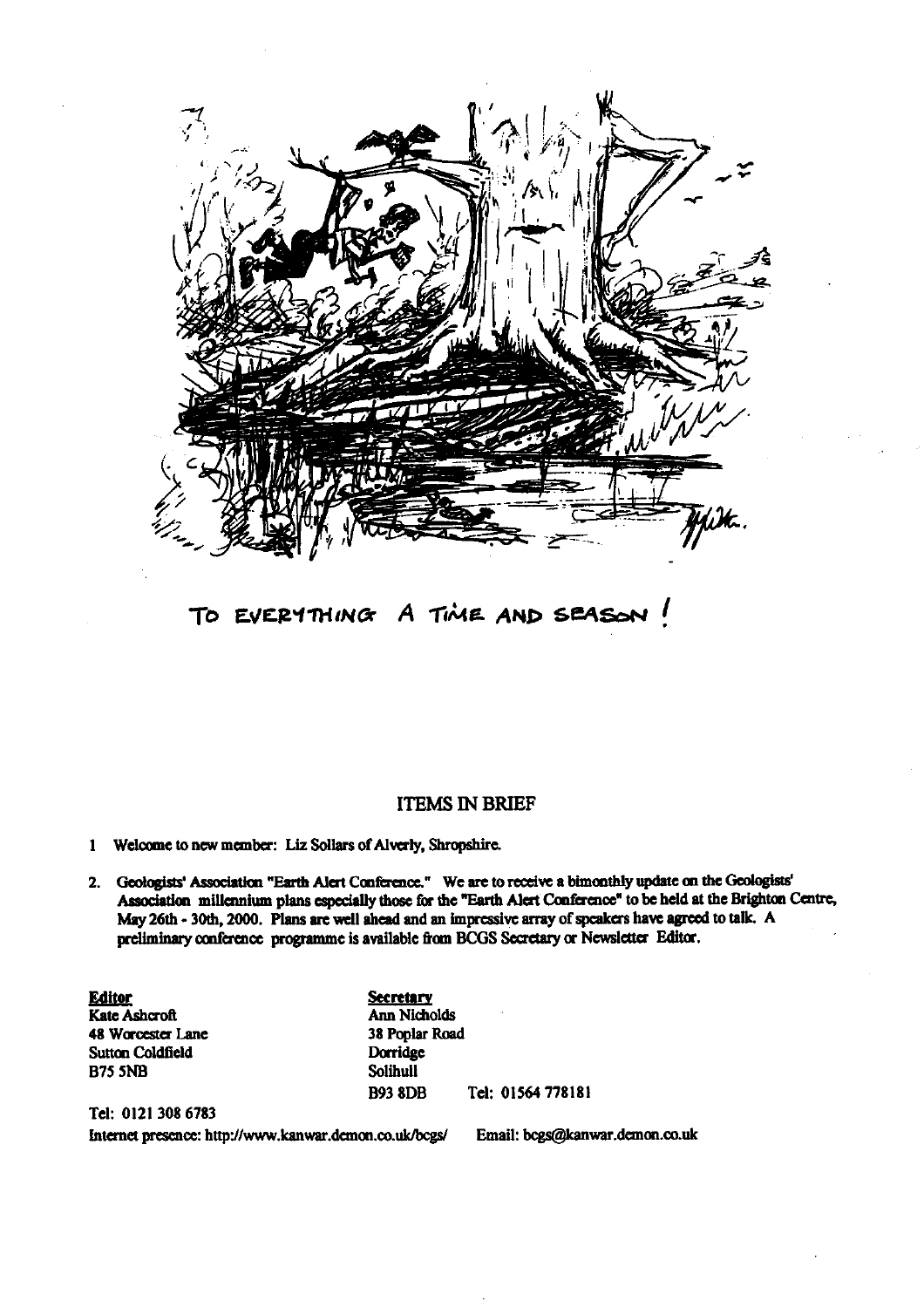TO EVERYTHING A TIME AND SEASON !

## ITEMS IN BRIEF

1 Welcome to new member: Liz Sollars of Alverly, Shropshire.

2. **Geologists' Association "Earth Alert Conference."** We are to receive a bimonthly update on the Geologists' Association millennium plans especially those for the "Earth Alert Conference" to be held at the Brighton Centre, May 26th - 30th, 2000. Plans are well ahead and an impressive array of speakers have agreed to talk. A preliminary conference programme is available from BCGS Secretary or Newsletter Editor.

**Editor**
Kate Ashcroft
48 Worcester Lane
Sutton Coldfield
B75 5NB

Tel: 0121 308 6783

**Secretary**
Ann Nicholds
38 Poplar Road
Dorridge
Solihull
B93 8DB Tel: 01564 778181

Internet presence: http://www.kanwar.demon.co.uk/bcgs/ Email: bcgs@kanwar.demon.co.uk